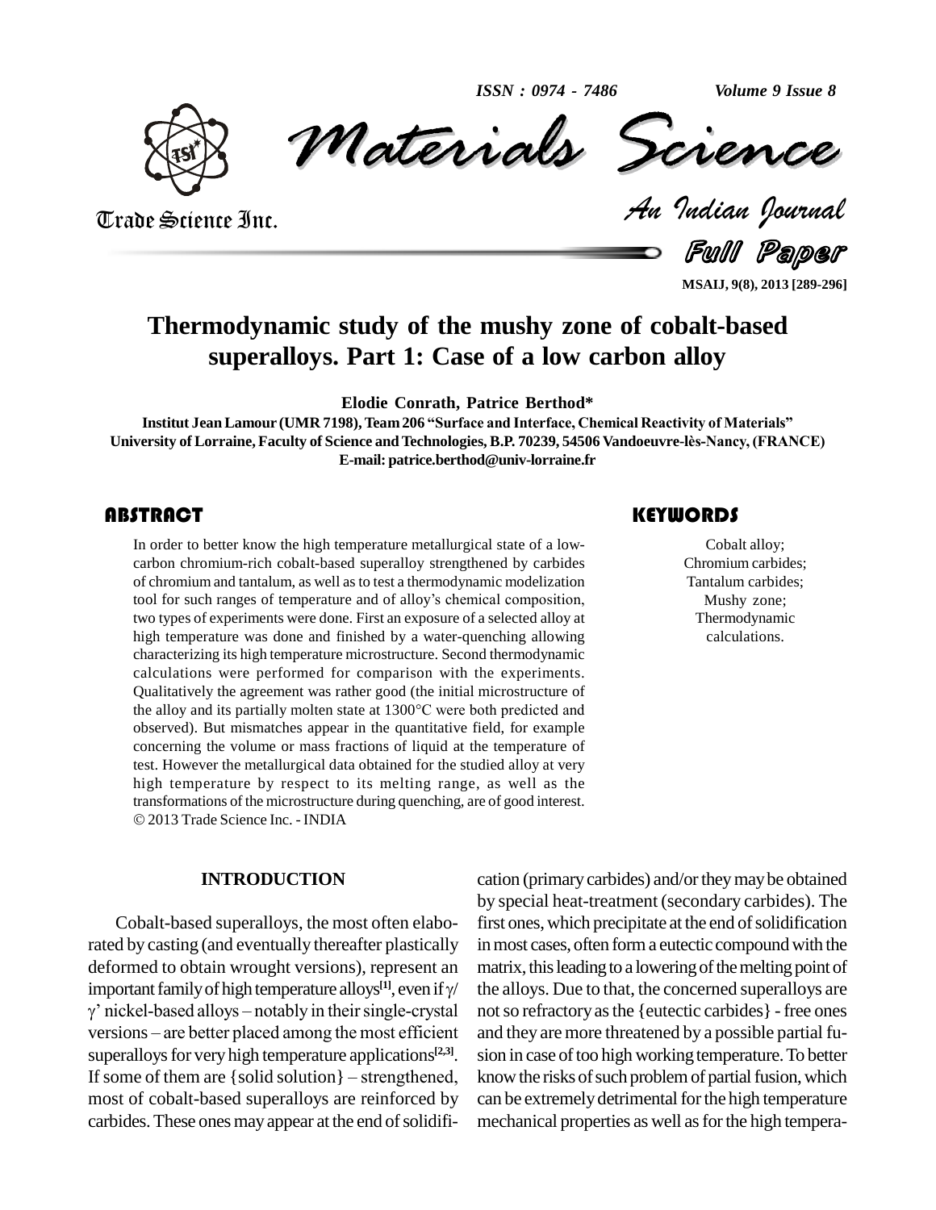# Thermodynamic study of the mushy zone of cobalt-based superalloys. Part 1: Case of a low carbon alloy

**Elodie Conrath, Patrice Berthod***

**Institut Jean Lamour (UMR 7198), Team 206 "Surface and Interface, Chemical Reactivity of Materials"**
**University of Lorraine, Faculty of Science and Technologies, B.P. 70239, 54506 Vandoeuvre-lès-Nancy, (FRANCE)**
**E-mail: patrice.berthod@univ-lorraine.fr**

## ABSTRACT

In order to better know the high temperature metallurgical state of a low-carbon chromium-rich cobalt-based superalloy strengthened by carbides of chromium and tantalum, as well as to test a thermodynamic modelization tool for such ranges of temperature and of alloy's chemical composition, two types of experiments were done. First an exposure of a selected alloy at high temperature was done and finished by a water-quenching allowing characterizing its high temperature microstructure. Second thermodynamic calculations were performed for comparison with the experiments. Qualitatively the agreement was rather good (the initial microstructure of the alloy and its partially molten state at 1300°C were both predicted and observed). But mismatches appear in the quantitative field, for example concerning the volume or mass fractions of liquid at the temperature of test. However the metallurgical data obtained for the studied alloy at very high temperature by respect to its melting range, as well as the transformations of the microstructure during quenching, are of good interest.
© 2013 Trade Science Inc. - INDIA

## KEYWORDS

Cobalt alloy;
Chromium carbides;
Tantalum carbides;
Mushy zone;
Thermodynamic calculations.

## INTRODUCTION

Cobalt-based superalloys, the most often elaborated by casting (and eventually thereafter plastically deformed to obtain wrought versions), represent an important family of high temperature alloys[1], even if γ/γ' nickel-based alloys – notably in their single-crystal versions – are better placed among the most efficient superalloys for very high temperature applications[2,3]. If some of them are {solid solution} – strengthened, most of cobalt-based superalloys are reinforced by carbides. These ones may appear at the end of solidification (primary carbides) and/or they may be obtained by special heat-treatment (secondary carbides). The first ones, which precipitate at the end of solidification in most cases, often form a eutectic compound with the matrix, this leading to a lowering of the melting point of the alloys. Due to that, the concerned superalloys are not so refractory as the {eutectic carbides} - free ones and they are more threatened by a possible partial fusion in case of too high working temperature. To better know the risks of such problem of partial fusion, which can be extremely detrimental for the high temperature mechanical properties as well as for the high tempera-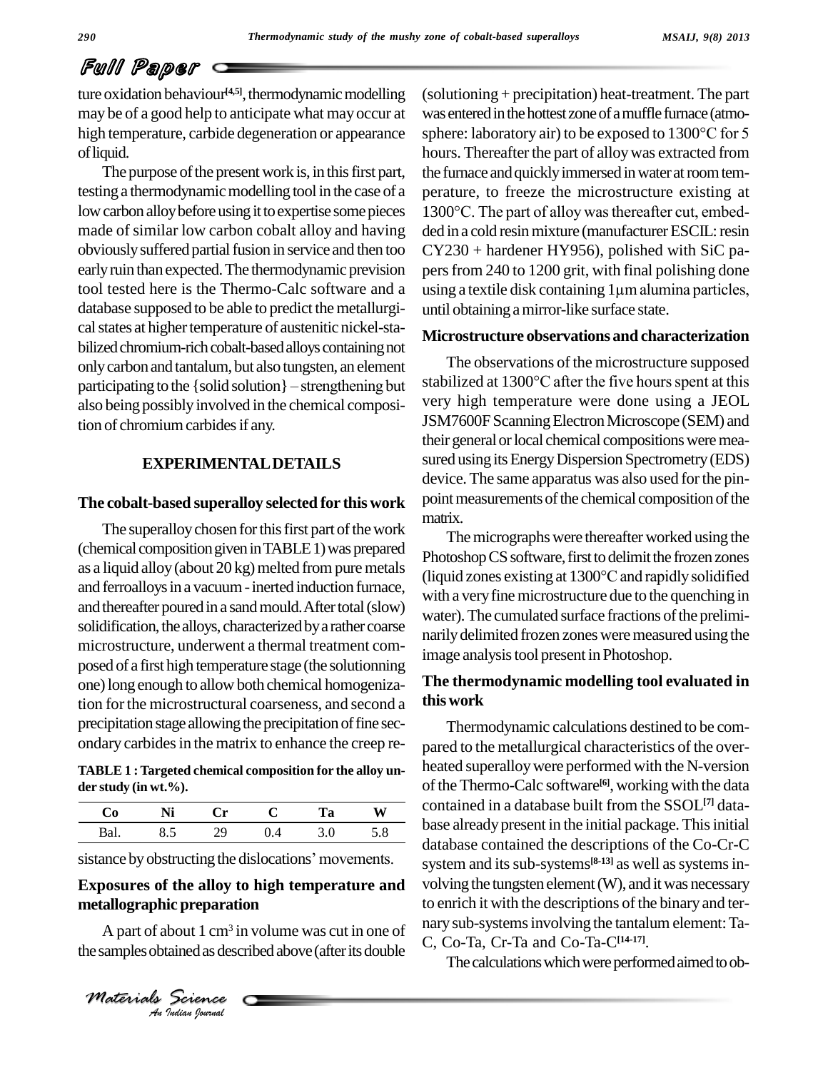ture oxidation behaviour[4,5], thermodynamic modelling may be of a good help to anticipate what may occur at high temperature, carbide degeneration or appearance of liquid.

The purpose of the present work is, in this first part, testing a thermodynamic modelling tool in the case of a low carbon alloy before using it to expertise some pieces made of similar low carbon cobalt alloy and having obviously suffered partial fusion in service and then too early ruin than expected. The thermodynamic prevision tool tested here is the Thermo-Calc software and a database supposed to be able to predict the metallurgical states at higher temperature of austenitic nickel-stabilized chromium-rich cobalt-based alloys containing not only carbon and tantalum, but also tungsten, an element participating to the {solid solution} – strengthening but also being possibly involved in the chemical composition of chromium carbides if any.

## EXPERIMENTAL DETAILS

### The cobalt-based superalloy selected for this work

The superalloy chosen for this first part of the work (chemical composition given in TABLE 1) was prepared as a liquid alloy (about 20 kg) melted from pure metals and ferroalloys in a vacuum - inerted induction furnace, and thereafter poured in a sand mould. After total (slow) solidification, the alloys, characterized by a rather coarse microstructure, underwent a thermal treatment composed of a first high temperature stage (the solutionning one) long enough to allow both chemical homogenization for the microstructural coarseness, and second a precipitation stage allowing the precipitation of fine secondary carbides in the matrix to enhance the creep resistance by obstructing the dislocations' movements.

**TABLE 1 : Targeted chemical composition for the alloy under study (in wt.%).**

| Co | Ni | Cr | C | Ta | W |
|---|---|---|---|---|---|
| Bal. | 8.5 | 29 | 0.4 | 3.0 | 5.8 |

### Exposures of the alloy to high temperature and metallographic preparation

A part of about 1 cm$^3$ in volume was cut in one of the samples obtained as described above (after its double (solutioning + precipitation) heat-treatment. The part was entered in the hottest zone of a muffle furnace (atmosphere: laboratory air) to be exposed to 1300°C for 5 hours. Thereafter the part of alloy was extracted from the furnace and quickly immersed in water at room temperature, to freeze the microstructure existing at 1300°C. The part of alloy was thereafter cut, embedded in a cold resin mixture (manufacturer ESCIL: resin CY230 + hardener HY956), polished with SiC papers from 240 to 1200 grit, with final polishing done using a textile disk containing 1µm alumina particles, until obtaining a mirror-like surface state.

### Microstructure observations and characterization

The observations of the microstructure supposed stabilized at 1300°C after the five hours spent at this very high temperature were done using a JEOL JSM7600F Scanning Electron Microscope (SEM) and their general or local chemical compositions were measured using its Energy Dispersion Spectrometry (EDS) device. The same apparatus was also used for the pinpoint measurements of the chemical composition of the matrix.

The micrographs were thereafter worked using the Photoshop CS software, first to delimit the frozen zones (liquid zones existing at 1300°C and rapidly solidified with a very fine microstructure due to the quenching in water). The cumulated surface fractions of the preliminarily delimited frozen zones were measured using the image analysis tool present in Photoshop.

### The thermodynamic modelling tool evaluated in this work

Thermodynamic calculations destined to be compared to the metallurgical characteristics of the overheated superalloy were performed with the N-version of the Thermo-Calc software[6], working with the data contained in a database built from the SSOL[7] database already present in the initial package. This initial database contained the descriptions of the Co-Cr-C system and its sub-systems[8-13] as well as systems involving the tungsten element (W), and it was necessary to enrich it with the descriptions of the binary and ternary sub-systems involving the tantalum element: Ta-C, Co-Ta, Cr-Ta and Co-Ta-C[14-17].

The calculations which were performed aimed to ob-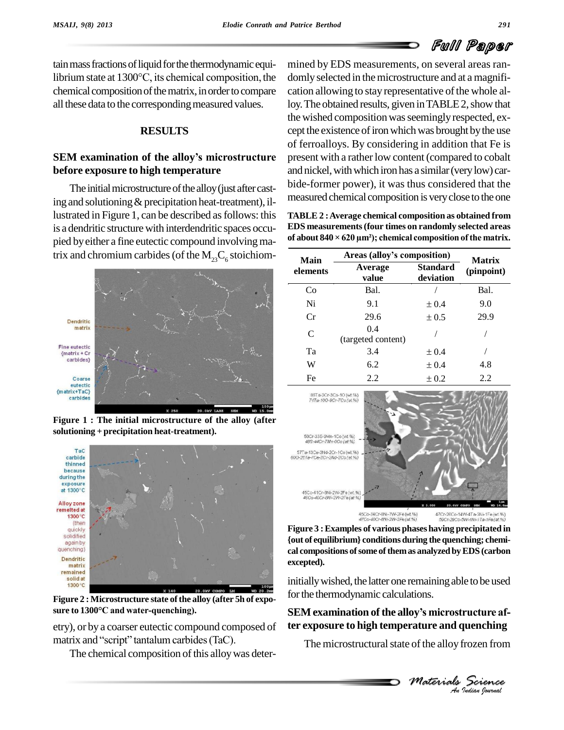tain mass fractions of liquid for the thermodynamic equilibrium state at 1300°C, its chemical composition, the chemical composition of the matrix, in order to compare all these data to the corresponding measured values.

## RESULTS

### SEM examination of the alloy's microstructure before exposure to high temperature

The initial microstructure of the alloy (just after casting and solutioning & precipitation heat-treatment), illustrated in Figure 1, can be described as follows: this is a dendritic structure with interdendritic spaces occupied by either a fine eutectic compound involving matrix and chromium carbides (of the $M_{23}C_6$ stoichiometry), or by a coarser eutectic compound composed of matrix and "script" tantalum carbides (TaC).

**Figure 1 : The initial microstructure of the alloy (after solutioning + precipitation heat-treatment).**

**Figure 2 : Microstructure state of the alloy (after 5h of exposure to 1300°C and water-quenching).**

The chemical composition of this alloy was determined by EDS measurements, on several areas randomly selected in the microstructure and at a magnification allowing to stay representative of the whole alloy. The obtained results, given in TABLE 2, show that the wished composition was seemingly respected, except the existence of iron which was brought by the use of ferroalloys. By considering in addition that Fe is present with a rather low content (compared to cobalt and nickel, with which iron has a similar (very low) carbide-former power), it was thus considered that the measured chemical composition is very close to the one initially wished, the latter one remaining able to be used for the thermodynamic calculations.

**TABLE 2 : Average chemical composition as obtained from EDS measurements (four times on randomly selected areas of about 840 × 620 µm²); chemical composition of the matrix.**

| Main elements | Areas (alloy's composition) | | Matrix (pinpoint) |
|---|---|---|---|
| | Average value | Standard deviation | |
| Co | Bal. | / | Bal. |
| Ni | 9.1 | ± 0.4 | 9.0 |
| Cr | 29.6 | ± 0.5 | 29.9 |
| C | 0.4 (targeted content) | / | / |
| Ta | 3.4 | ± 0.4 | / |
| W | 6.2 | ± 0.4 | 4.8 |
| Fe | 2.2 | ± 0.2 | 2.2 |

**Figure 3 : Examples of various phases having precipitated in {out of equilibrium} conditions during the quenching; chemical compositions of some of them as analyzed by EDS (carbon excepted).**

### SEM examination of the alloy's microstructure after exposure to high temperature and quenching

The microstructural state of the alloy frozen from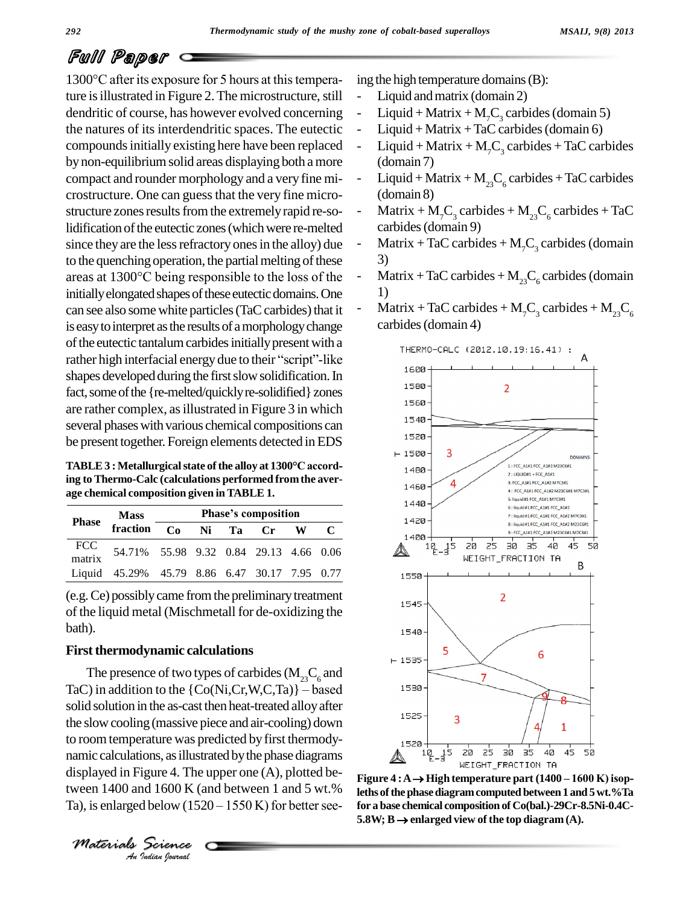1300°C after its exposure for 5 hours at this temperature is illustrated in Figure 2. The microstructure, still dendritic of course, has however evolved concerning the natures of its interdendritic spaces. The eutectic compounds initially existing here have been replaced by non-equilibrium solid areas displaying both a more compact and rounder morphology and a very fine microstructure. One can guess that the very fine microstructure zones results from the extremely rapid re-solidification of the eutectic zones (which were re-melted since they are the less refractory ones in the alloy) due to the quenching operation, the partial melting of these areas at 1300°C being responsible to the loss of the initially elongated shapes of these eutectic domains. One can see also some white particles (TaC carbides) that it is easy to interpret as the results of a morphology change of the eutectic tantalum carbides initially present with a rather high interfacial energy due to their "script"-like shapes developed during the first slow solidification. In fact, some of the {re-melted/quickly re-solidified} zones are rather complex, as illustrated in Figure 3 in which several phases with various chemical compositions can be present together. Foreign elements detected in EDS (e.g. Ce) possibly came from the preliminary treatment of the liquid metal (Mischmetall for de-oxidizing the bath).

**TABLE 3 : Metallurgical state of the alloy at 1300°C according to Thermo-Calc (calculations performed from the average chemical composition given in TABLE 1.**

| Phase | Mass fraction | Phase's composition | | | | | |
|---|---|---|---|---|---|---|---|
| | | Co | Ni | Ta | Cr | W | C |
| FCC matrix | 54.71% | 55.98 | 9.32 | 0.84 | 29.13 | 4.66 | 0.06 |
| Liquid | 45.29% | 45.79 | 8.86 | 6.47 | 30.17 | 7.95 | 0.77 |

## First thermodynamic calculations

The presence of two types of carbides ($M_{23}C_6$ and TaC) in addition to the {Co(Ni,Cr,W,C,Ta)} – based solid solution in the as-cast then heat-treated alloy after the slow cooling (massive piece and air-cooling) down to room temperature was predicted by first thermodynamic calculations, as illustrated by the phase diagrams displayed in Figure 4. The upper one (A), plotted between 1400 and 1600 K (and between 1 and 5 wt.% Ta), is enlarged below (1520 – 1550 K) for better seeing the high temperature domains (B):

- Liquid and matrix (domain 2)
- Liquid + Matrix + $M_7C_3$ carbides (domain 5)
- Liquid + Matrix + TaC carbides (domain 6)
- Liquid + Matrix + $M_7C_3$ carbides + TaC carbides (domain 7)
- Liquid + Matrix + $M_{23}C_6$ carbides + TaC carbides (domain 8)
- Matrix + $M_7C_3$ carbides + $M_{23}C_6$ carbides + TaC carbides (domain 9)
- Matrix + TaC carbides + $M_7C_3$ carbides (domain 3)
- Matrix + TaC carbides + $M_{23}C_6$ carbides (domain 1)
- Matrix + TaC carbides + $M_7C_3$ carbides + $M_{23}C_6$ carbides (domain 4)

**Figure 4 : A → High temperature part (1400 – 1600 K) isopleths of the phase diagram computed between 1 and 5 wt.%Ta for a base chemical composition of Co(bal.)-29Cr-8.5Ni-0.4C-5.8W; B → enlarged view of the top diagram (A).**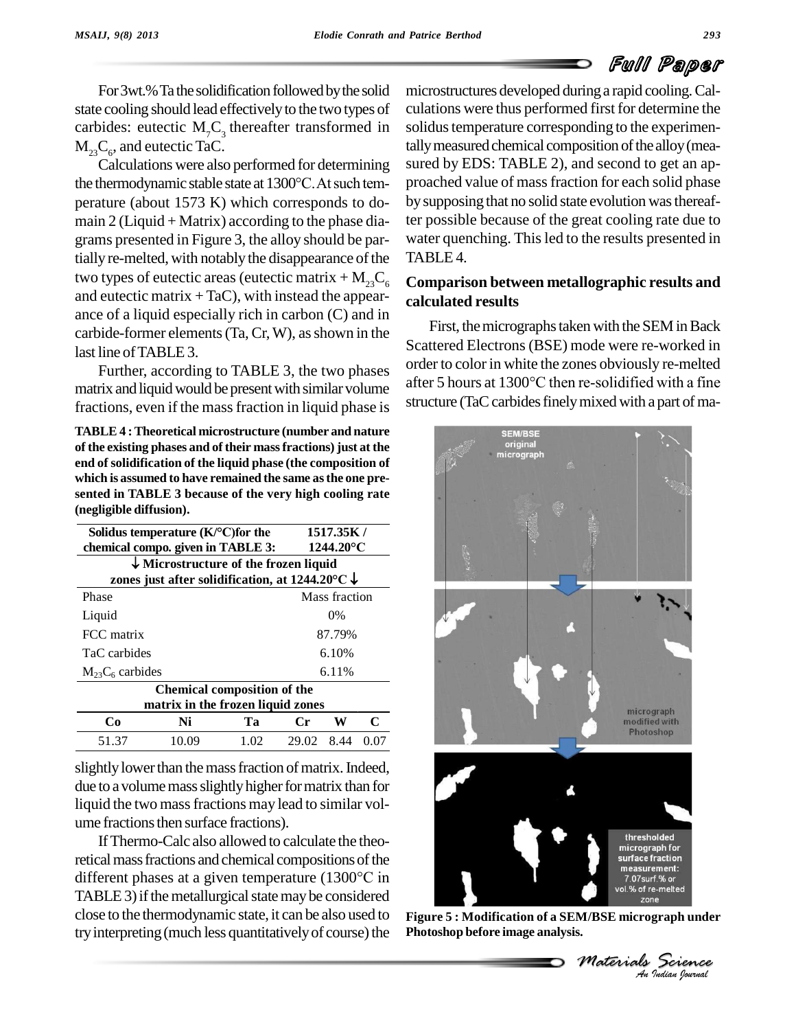For 3wt.%Ta the solidification followed by the solid state cooling should lead effectively to the two types of carbides: eutectic $M_7C_3$ thereafter transformed in $M_{23}C_6$, and eutectic TaC.

Calculations were also performed for determining the thermodynamic stable state at 1300°C. At such temperature (about 1573 K) which corresponds to domain 2 (Liquid + Matrix) according to the phase diagrams presented in Figure 3, the alloy should be partially re-melted, with notably the disappearance of the two types of eutectic areas (eutectic matrix + $M_{23}C_6$ and eutectic matrix + TaC), with instead the appearance of a liquid especially rich in carbon (C) and in carbide-former elements (Ta, Cr, W), as shown in the last line of TABLE 3.

Further, according to TABLE 3, the two phases matrix and liquid would be present with similar volume fractions, even if the mass fraction in liquid phase is slightly lower than the mass fraction of matrix. Indeed, due to a volume mass slightly higher for matrix than for liquid the two mass fractions may lead to similar volume fractions then surface fractions).

**TABLE 4 : Theoretical microstructure (number and nature of the existing phases and of their mass fractions) just at the end of solidification of the liquid phase (the composition of which is assumed to have remained the same as the one presented in TABLE 3 because of the very high cooling rate (negligible diffusion).**

| Solidus temperature (K/°C) for the chemical compo. given in TABLE 3: | | | 1517.35K / 1244.20°C | | |
|---|---|---|---|---|---|
| ↓ Microstructure of the frozen liquid zones just after solidification, at 1244.20°C ↓ | | | | | |
| Phase | | | Mass fraction | | |
| Liquid | | | 0% | | |
| FCC matrix | | | 87.79% | | |
| TaC carbides | | | 6.10% | | |
| $M_{23}C_6$ carbides | | | 6.11% | | |
| Chemical composition of the matrix in the frozen liquid zones | | | | | |
| **Co** | **Ni** | **Ta** | **Cr** | **W** | **C** |
| 51.37 | 10.09 | 1.02 | 29.02 | 8.44 | 0.07 |

If Thermo-Calc also allowed to calculate the theoretical mass fractions and chemical compositions of the different phases at a given temperature (1300°C in TABLE 3) if the metallurgical state may be considered close to the thermodynamic state, it can be also used to try interpreting (much less quantitatively of course) the microstructures developed during a rapid cooling. Calculations were thus performed first for determine the solidus temperature corresponding to the experimentally measured chemical composition of the alloy (measured by EDS: TABLE 2), and second to get an approached value of mass fraction for each solid phase by supposing that no solid state evolution was thereafter possible because of the great cooling rate due to water quenching. This led to the results presented in TABLE 4.

## Comparison between metallographic results and calculated results

First, the micrographs taken with the SEM in Back Scattered Electrons (BSE) mode were re-worked in order to color in white the zones obviously re-melted after 5 hours at 1300°C then re-solidified with a fine structure (TaC carbides finely mixed with a part of ma-

**Figure 5 : Modification of a SEM/BSE micrograph under Photoshop before image analysis.**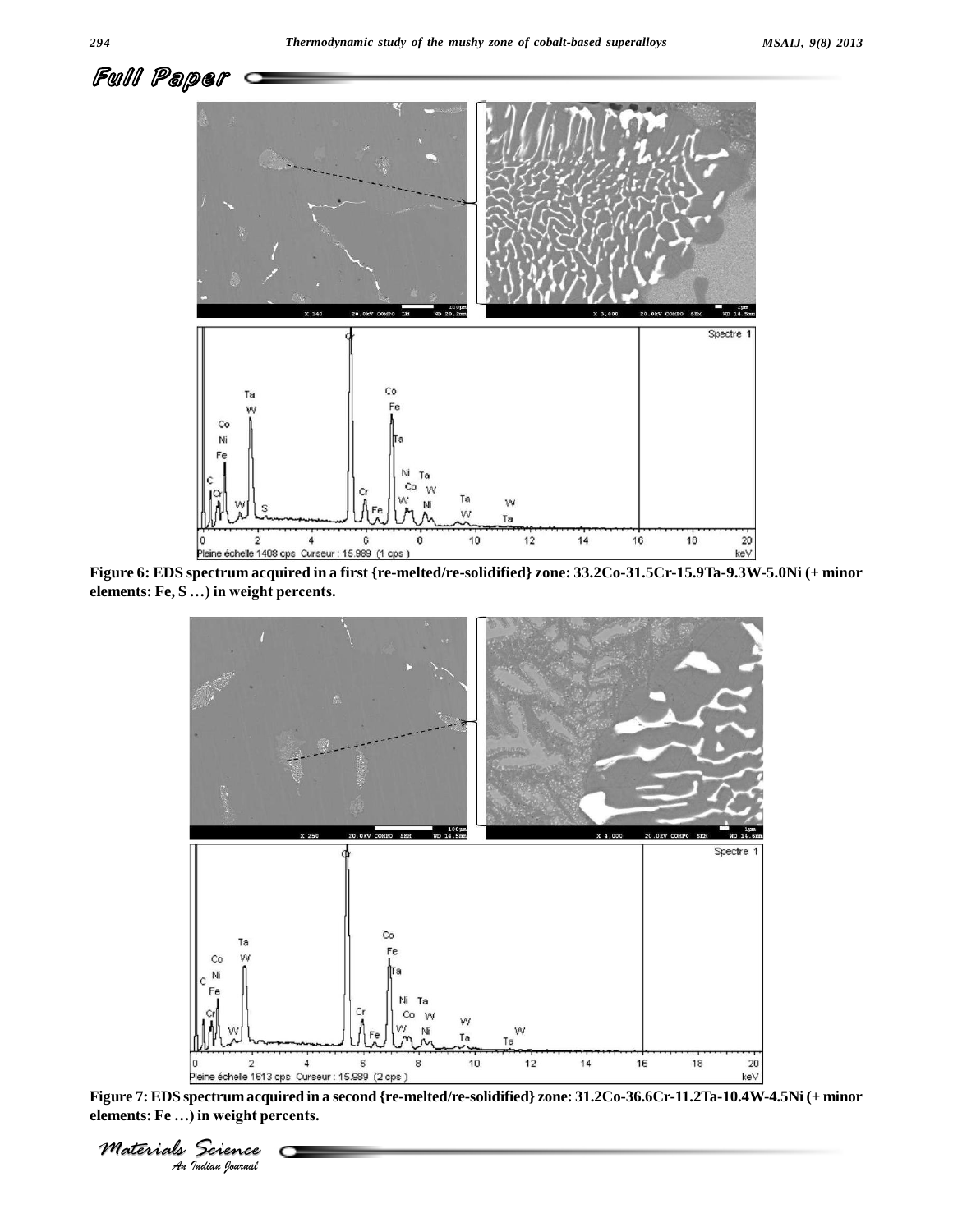Figure 6: EDS spectrum acquired in a first {re-melted/re-solidified} zone: 33.2Co-31.5Cr-15.9Ta-9.3W-5.0Ni (+ minor elements: Fe, S …) in weight percents.

Figure 7: EDS spectrum acquired in a second {re-melted/re-solidified} zone: 31.2Co-36.6Cr-11.2Ta-10.4W-4.5Ni (+ minor elements: Fe …) in weight percents.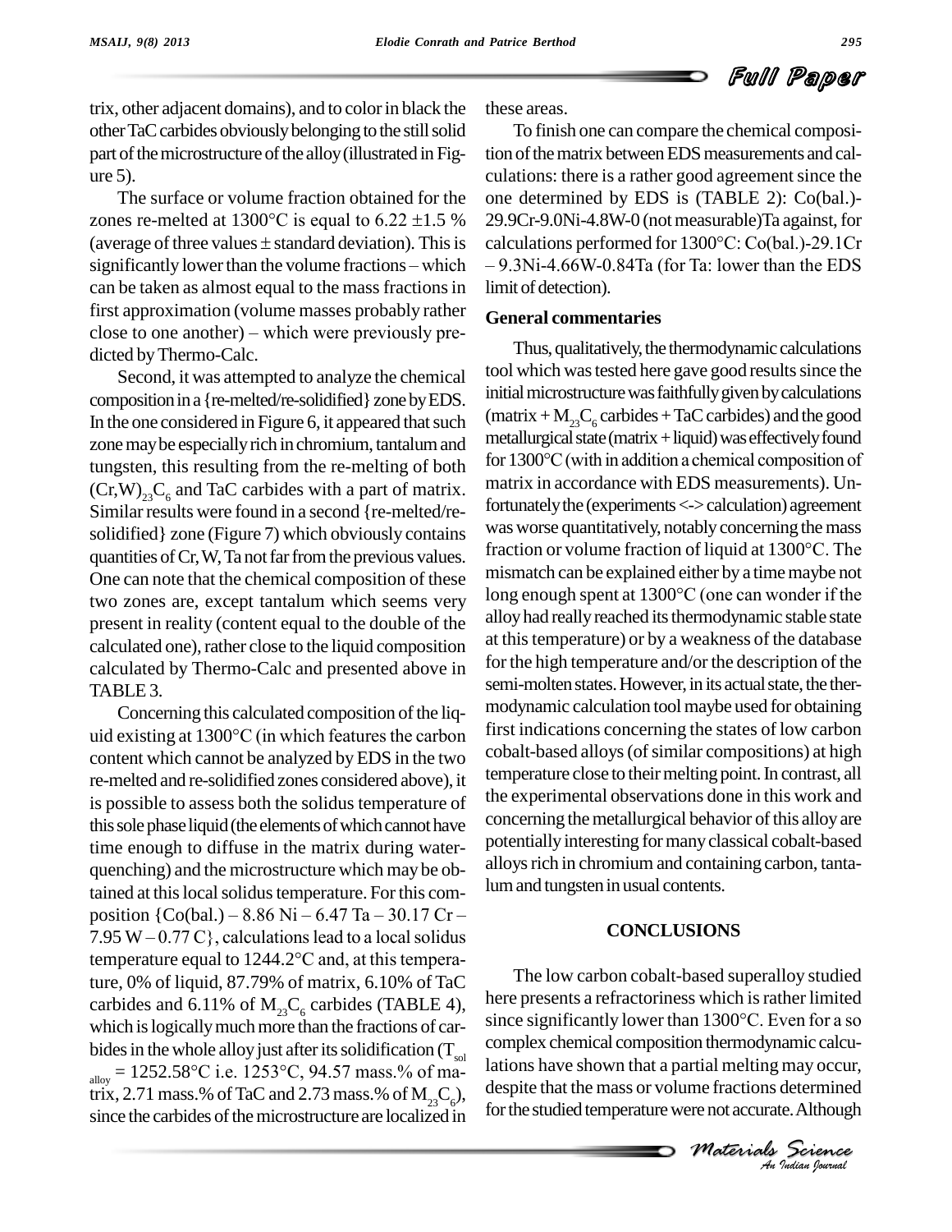trix, other adjacent domains), and to color in black the other TaC carbides obviously belonging to the still solid part of the microstructure of the alloy (illustrated in Figure 5).

The surface or volume fraction obtained for the zones re-melted at 1300°C is equal to 6.22 ±1.5 % (average of three values ± standard deviation). This is significantly lower than the volume fractions – which can be taken as almost equal to the mass fractions in first approximation (volume masses probably rather close to one another) – which were previously predicted by Thermo-Calc.

Second, it was attempted to analyze the chemical composition in a {re-melted/re-solidified} zone by EDS. In the one considered in Figure 6, it appeared that such zone may be especially rich in chromium, tantalum and tungsten, this resulting from the re-melting of both $(Cr,W)_{23}C_6$ and TaC carbides with a part of matrix. Similar results were found in a second {re-melted/re-solidified} zone (Figure 7) which obviously contains quantities of Cr, W, Ta not far from the previous values. One can note that the chemical composition of these two zones are, except tantalum which seems very present in reality (content equal to the double of the calculated one), rather close to the liquid composition calculated by Thermo-Calc and presented above in TABLE 3.

Concerning this calculated composition of the liquid existing at 1300°C (in which features the carbon content which cannot be analyzed by EDS in the two re-melted and re-solidified zones considered above), it is possible to assess both the solidus temperature of this sole phase liquid (the elements of which cannot have time enough to diffuse in the matrix during water-quenching) and the microstructure which may be obtained at this local solidus temperature. For this composition {Co(bal.) – 8.86 Ni – 6.47 Ta – 30.17 Cr – 7.95 W – 0.77 C}, calculations lead to a local solidus temperature equal to 1244.2°C and, at this temperature, 0% of liquid, 87.79% of matrix, 6.10% of TaC carbides and 6.11% of $M_{23}C_6$ carbides (TABLE 4), which is logically much more than the fractions of carbides in the whole alloy just after its solidification ($T_{sol\ alloy}$ = 1252.58°C i.e. 1253°C, 94.57 mass.% of matrix, 2.71 mass.% of TaC and 2.73 mass.% of $M_{23}C_6$), since the carbides of the microstructure are localized in these areas.

To finish one can compare the chemical composition of the matrix between EDS measurements and calculations: there is a rather good agreement since the one determined by EDS is (TABLE 2): Co(bal.)-29.9Cr-9.0Ni-4.8W-0 (not measurable)Ta against, for calculations performed for 1300°C: Co(bal.)-29.1Cr – 9.3Ni-4.66W-0.84Ta (for Ta: lower than the EDS limit of detection).

### General commentaries

Thus, qualitatively, the thermodynamic calculations tool which was tested here gave good results since the initial microstructure was faithfully given by calculations (matrix + $M_{23}C_6$ carbides + TaC carbides) and the good metallurgical state (matrix + liquid) was effectively found for 1300°C (with in addition a chemical composition of matrix in accordance with EDS measurements). Unfortunately the (experiments <-> calculation) agreement was worse quantitatively, notably concerning the mass fraction or volume fraction of liquid at 1300°C. The mismatch can be explained either by a time maybe not long enough spent at 1300°C (one can wonder if the alloy had really reached its thermodynamic stable state at this temperature) or by a weakness of the database for the high temperature and/or the description of the semi-molten states. However, in its actual state, the thermodynamic calculation tool maybe used for obtaining first indications concerning the states of low carbon cobalt-based alloys (of similar compositions) at high temperature close to their melting point. In contrast, all the experimental observations done in this work and concerning the metallurgical behavior of this alloy are potentially interesting for many classical cobalt-based alloys rich in chromium and containing carbon, tantalum and tungsten in usual contents.

## CONCLUSIONS

The low carbon cobalt-based superalloy studied here presents a refractoriness which is rather limited since significantly lower than 1300°C. Even for a so complex chemical composition thermodynamic calculations have shown that a partial melting may occur, despite that the mass or volume fractions determined for the studied temperature were not accurate. Although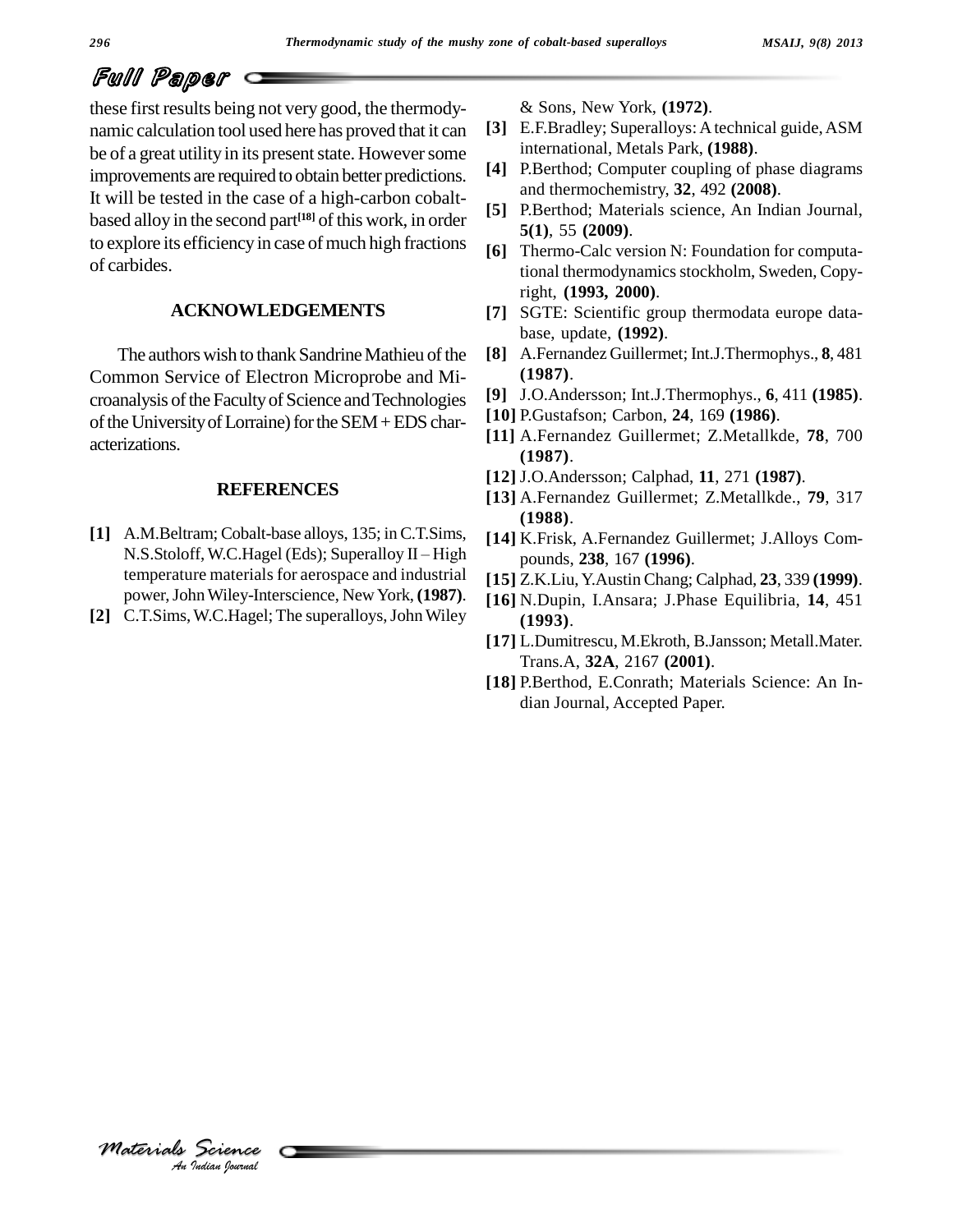these first results being not very good, the thermodynamic calculation tool used here has proved that it can be of a great utility in its present state. However some improvements are required to obtain better predictions. It will be tested in the case of a high-carbon cobalt-based alloy in the second part[18] of this work, in order to explore its efficiency in case of much high fractions of carbides.

## ACKNOWLEDGEMENTS

The authors wish to thank Sandrine Mathieu of the Common Service of Electron Microprobe and Microanalysis of the Faculty of Science and Technologies of the University of Lorraine) for the SEM + EDS characterizations.

## REFERENCES

**[1]** A.M.Beltram; Cobalt-base alloys, 135; in C.T.Sims, N.S.Stoloff, W.C.Hagel (Eds); Superalloy II – High temperature materials for aerospace and industrial power, John Wiley-Interscience, New York, **(1987)**.

**[2]** C.T.Sims, W.C.Hagel; The superalloys, John Wiley & Sons, New York, **(1972)**.

**[3]** E.F.Bradley; Superalloys: A technical guide, ASM international, Metals Park, **(1988)**.

**[4]** P.Berthod; Computer coupling of phase diagrams and thermochemistry, **32**, 492 **(2008)**.

**[5]** P.Berthod; Materials science, An Indian Journal, **5(1)**, 55 **(2009)**.

**[6]** Thermo-Calc version N: Foundation for computational thermodynamics stockholm, Sweden, Copyright, **(1993, 2000)**.

**[7]** SGTE: Scientific group thermodata europe database, update, **(1992)**.

**[8]** A.Fernandez Guillermet; Int.J.Thermophys., **8**, 481 **(1987)**.

**[9]** J.O.Andersson; Int.J.Thermophys., **6**, 411 **(1985)**.

**[10]** P.Gustafson; Carbon, **24**, 169 **(1986)**.

**[11]** A.Fernandez Guillermet; Z.Metallkde, **78**, 700 **(1987)**.

**[12]** J.O.Andersson; Calphad, **11**, 271 **(1987)**.

**[13]** A.Fernandez Guillermet; Z.Metallkde., **79**, 317 **(1988)**.

**[14]** K.Frisk, A.Fernandez Guillermet; J.Alloys Compounds, **238**, 167 **(1996)**.

**[15]** Z.K.Liu, Y.Austin Chang; Calphad, **23**, 339 **(1999)**.

**[16]** N.Dupin, I.Ansara; J.Phase Equilibria, **14**, 451 **(1993)**.

**[17]** L.Dumitrescu, M.Ekroth, B.Jansson; Metall.Mater. Trans.A, **32A**, 2167 **(2001)**.

**[18]** P.Berthod, E.Conrath; Materials Science: An Indian Journal, Accepted Paper.